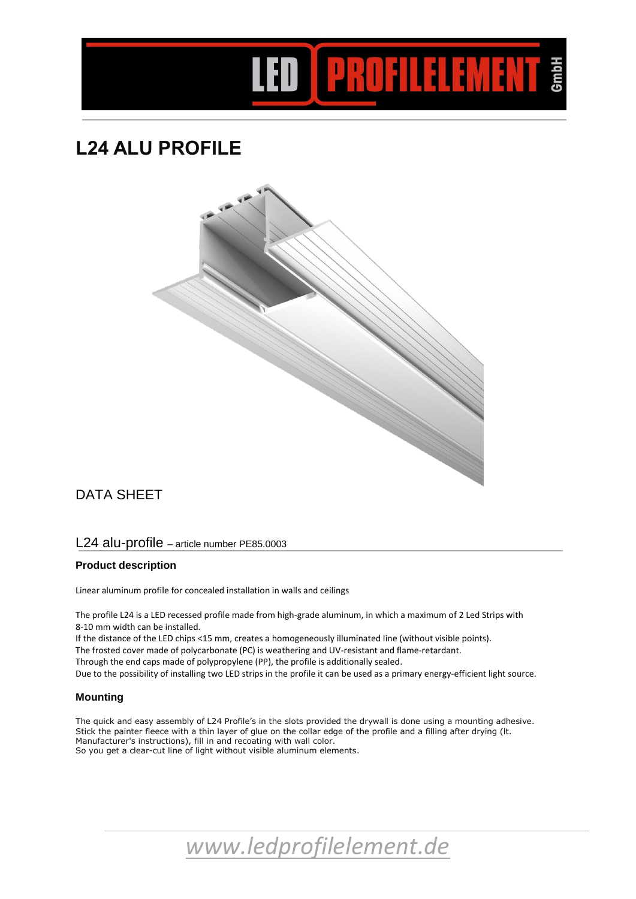# L24 ALU PROFILE

DATA SHEET

## L24 alu-profile – article number PE85.0003

### Product description

Linear aluminum profile for concealed installation in walls and ceilings

The profile L24 is a LED recessed profile made from high-grade aluminum, in which a maximum of 2 Led Strips with 8-10 mm width can be installed.
If the distance of the LED chips <15 mm, creates a homogeneously illuminated line (without visible points).
The frosted cover made of polycarbonate (PC) is weathering and UV-resistant and flame-retardant.
Through the end caps made of polypropylene (PP), the profile is additionally sealed.
Due to the possibility of installing two LED strips in the profile it can be used as a primary energy-efficient light source.

### Mounting

The quick and easy assembly of L24 Profile's in the slots provided the drywall is done using a mounting adhesive.
Stick the painter fleece with a thin layer of glue on the collar edge of the profile and a filling after drying (lt. Manufacturer's instructions), fill in and recoating with wall color.
So you get a clear-cut line of light without visible aluminum elements.

*www.ledprofilelement.de*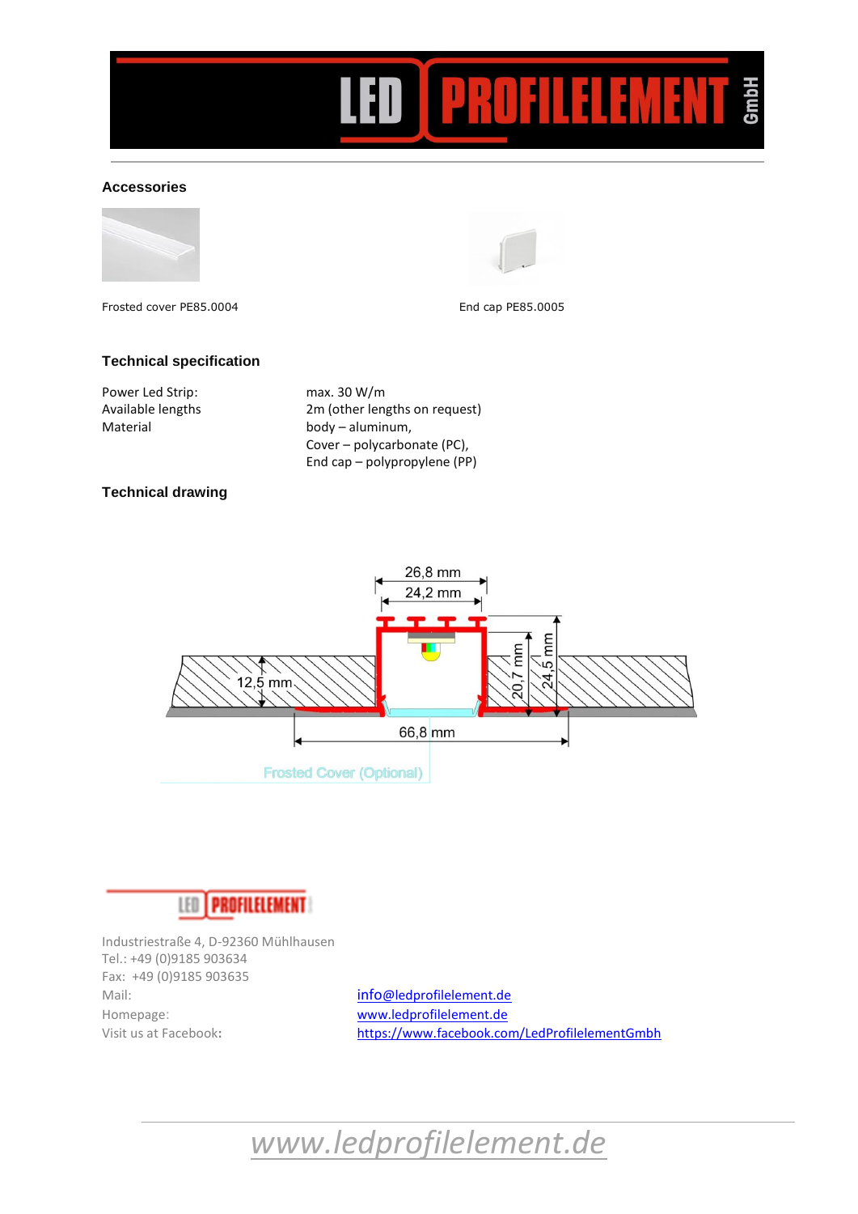## Accessories

Frosted cover PE85.0004

End cap PE85.0005

## Technical specification

| | |
|---|---|
| Power Led Strip: | max. 30 W/m |
| Available lengths | 2m (other lengths on request) |
| Material | body – aluminum, |
| | Cover – polycarbonate (PC), |
| | End cap – polypropylene (PP) |

## Technical drawing

26,8 mm

24,2 mm

12,5 mm

20,7 mm

24,5 mm

66,8 mm

Frosted Cover (Optional)

Industriestraße 4, D-92360 Mühlhausen
Tel.: +49 (0)9185 903634
Fax: +49 (0)9185 903635
Mail: info@ledprofilelement.de
Homepage: www.ledprofilelement.de
Visit us at Facebook: https://www.facebook.com/LedProfilelementGmbh

www.ledprofilelement.de